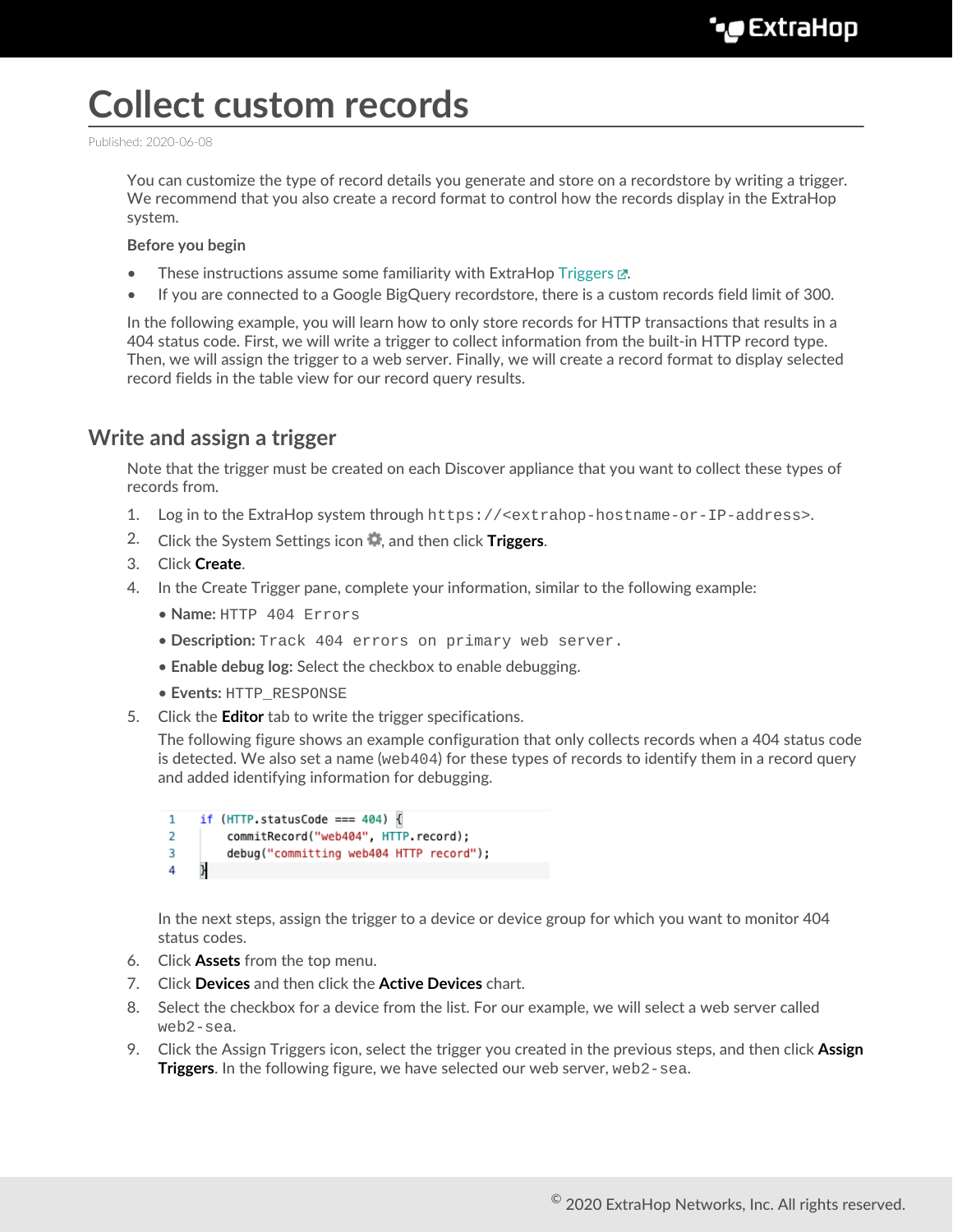# Collect custom records

Published: 2020-06-08

You can customize the type of record details you generate and store on a recordstore by writing a trigger. We recommend that you also create a record format to control how the records display in the ExtraHop system.

**Before you begin**

- These instructions assume some familiarity with ExtraHop Triggers.
- If you are connected to a Google BigQuery recordstore, there is a custom records field limit of 300.

In the following example, you will learn how to only store records for HTTP transactions that results in a 404 status code. First, we will write a trigger to collect information from the built-in HTTP record type. Then, we will assign the trigger to a web server. Finally, we will create a record format to display selected record fields in the table view for our record query results.

## Write and assign a trigger

Note that the trigger must be created on each Discover appliance that you want to collect these types of records from.

1. Log in to the ExtraHop system through `https://<extrahop-hostname-or-IP-address>`.
2. Click the System Settings icon, and then click **Triggers**.
3. Click **Create**.
4. In the Create Trigger pane, complete your information, similar to the following example:
   - **Name:** `HTTP 404 Errors`
   - **Description:** `Track 404 errors on primary web server.`
   - **Enable debug log:** Select the checkbox to enable debugging.
   - **Events:** `HTTP_RESPONSE`
5. Click the **Editor** tab to write the trigger specifications.

   The following figure shows an example configuration that only collects records when a 404 status code is detected. We also set a name (`web404`) for these types of records to identify them in a record query and added identifying information for debugging.

   ```
   if (HTTP.statusCode === 404) {
       commitRecord("web404", HTTP.record);
       debug("committing web404 HTTP record");
   }
   ```

   In the next steps, assign the trigger to a device or device group for which you want to monitor 404 status codes.
6. Click **Assets** from the top menu.
7. Click **Devices** and then click the **Active Devices** chart.
8. Select the checkbox for a device from the list. For our example, we will select a web server called `web2-sea`.
9. Click the Assign Triggers icon, select the trigger you created in the previous steps, and then click **Assign Triggers**. In the following figure, we have selected our web server, `web2-sea`.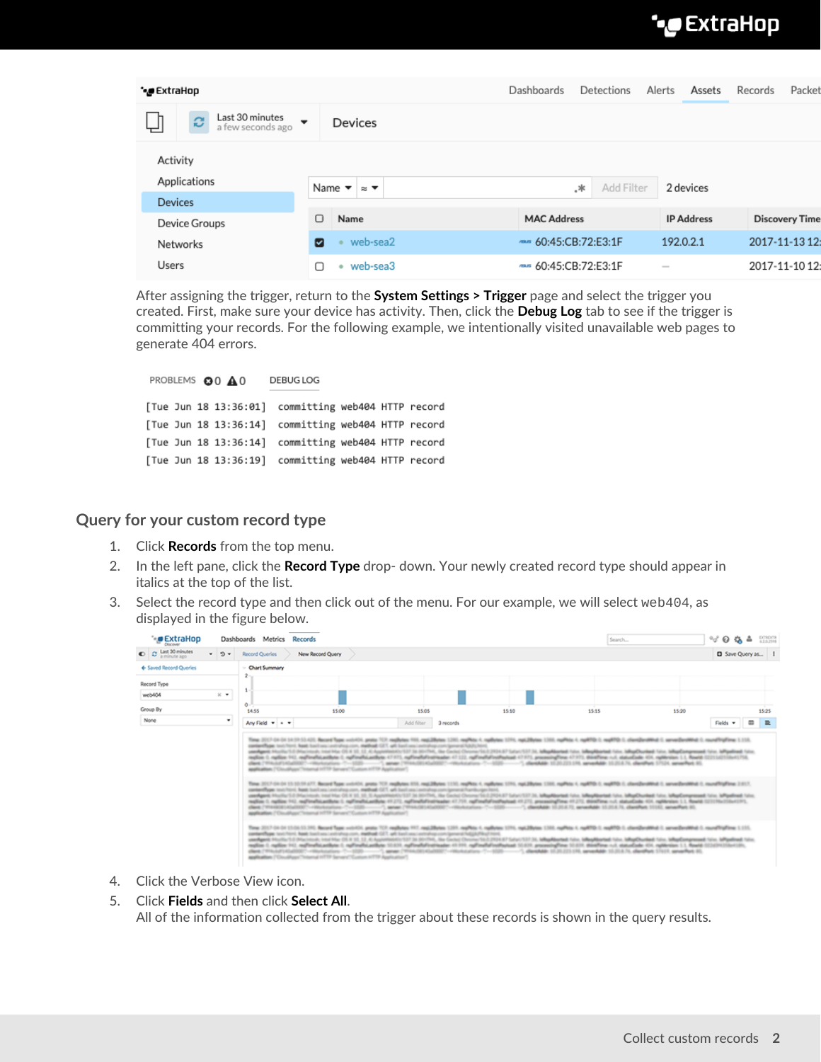After assigning the trigger, return to the **System Settings > Trigger** page and select the trigger you created. First, make sure your device has activity. Then, click the **Debug Log** tab to see if the trigger is committing your records. For the following example, we intentionally visited unavailable web pages to generate 404 errors.

```
[Tue Jun 18 13:36:01]  committing web404 HTTP record
[Tue Jun 18 13:36:14]  committing web404 HTTP record
[Tue Jun 18 13:36:14]  committing web404 HTTP record
[Tue Jun 18 13:36:19]  committing web404 HTTP record
```

## Query for your custom record type

1. Click **Records** from the top menu.
2. In the left pane, click the **Record Type** drop- down. Your newly created record type should appear in italics at the top of the list.
3. Select the record type and then click out of the menu. For our example, we will select web404, as displayed in the figure below.
4. Click the Verbose View icon.
5. Click **Fields** and then click **Select All**.
   All of the information collected from the trigger about these records is shown in the query results.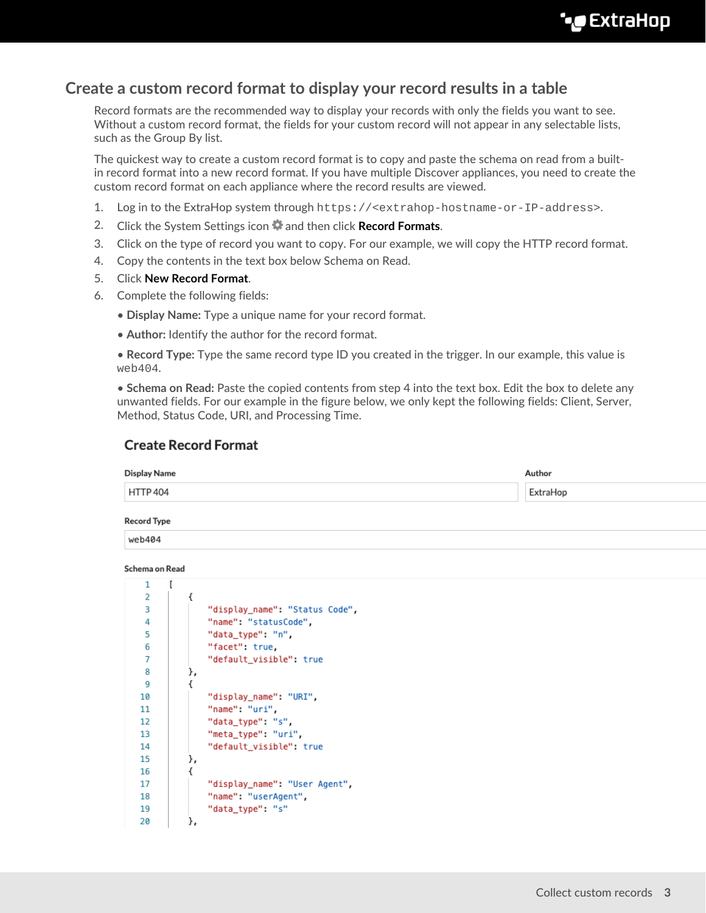## Create a custom record format to display your record results in a table

Record formats are the recommended way to display your records with only the fields you want to see. Without a custom record format, the fields for your custom record will not appear in any selectable lists, such as the Group By list.

The quickest way to create a custom record format is to copy and paste the schema on read from a built-in record format into a new record format. If you have multiple Discover appliances, you need to create the custom record format on each appliance where the record results are viewed.

1. Log in to the ExtraHop system through `https://<extrahop-hostname-or-IP-address>`.
2. Click the System Settings icon and then click **Record Formats**.
3. Click on the type of record you want to copy. For our example, we will copy the HTTP record format.
4. Copy the contents in the text box below Schema on Read.
5. Click **New Record Format**.
6. Complete the following fields:
   - **Display Name:** Type a unique name for your record format.
   - **Author:** Identify the author for the record format.
   - **Record Type:** Type the same record type ID you created in the trigger. In our example, this value is `web404`.
   - **Schema on Read:** Paste the copied contents from step 4 into the text box. Edit the box to delete any unwanted fields. For our example in the figure below, we only kept the following fields: Client, Server, Method, Status Code, URI, and Processing Time.

**Create Record Format**

Display Name: HTTP 404

Author: ExtraHop

Record Type: web404

Schema on Read

```
[
    {
        "display_name": "Status Code",
        "name": "statusCode",
        "data_type": "n",
        "facet": true,
        "default_visible": true
    },
    {
        "display_name": "URI",
        "name": "uri",
        "data_type": "s",
        "meta_type": "uri",
        "default_visible": true
    },
    {
        "display_name": "User Agent",
        "name": "userAgent",
        "data_type": "s"
    },
```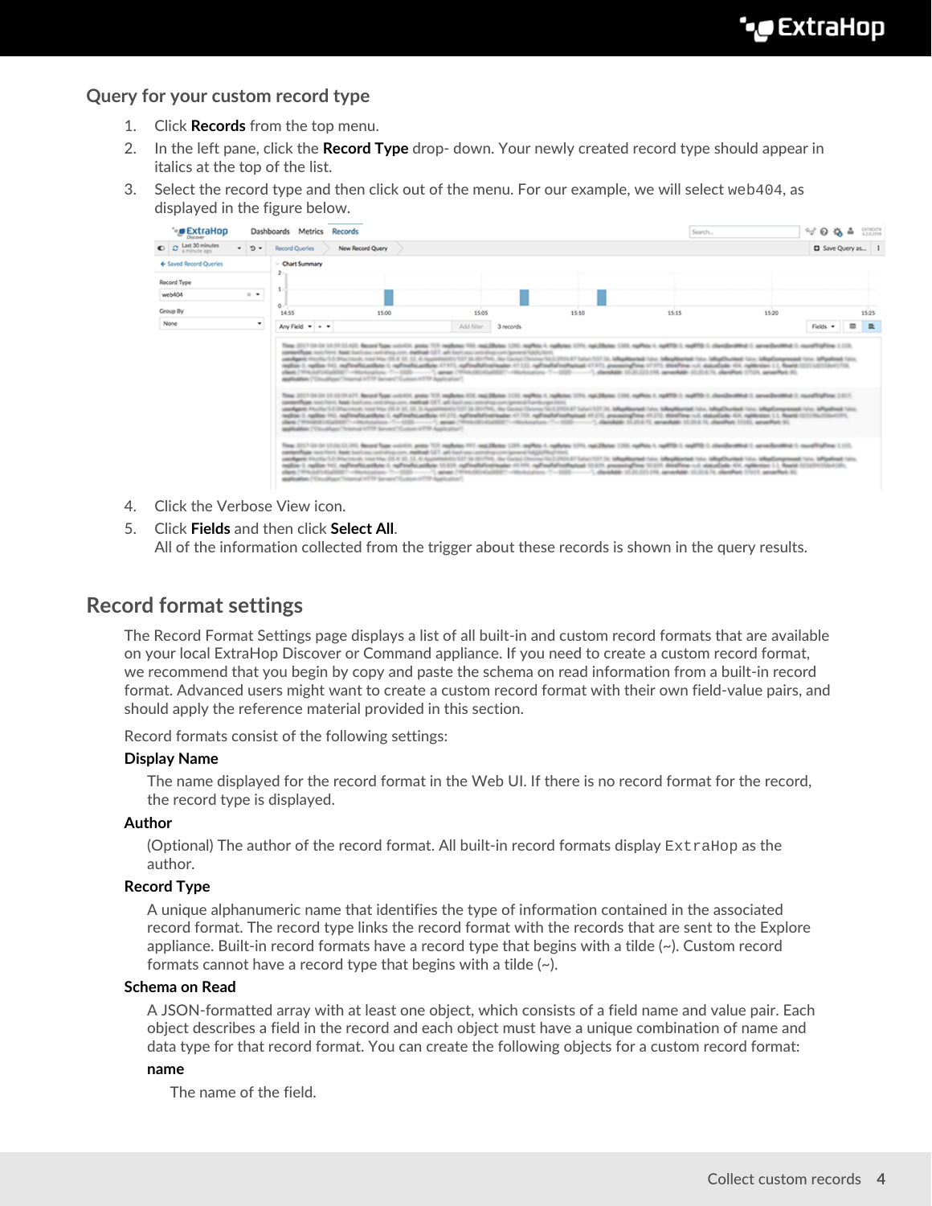### Query for your custom record type

1. Click **Records** from the top menu.
2. In the left pane, click the **Record Type** drop- down. Your newly created record type should appear in italics at the top of the list.
3. Select the record type and then click out of the menu. For our example, we will select `web404`, as displayed in the figure below.
4. Click the Verbose View icon.
5. Click **Fields** and then click **Select All**.
   All of the information collected from the trigger about these records is shown in the query results.

## Record format settings

The Record Format Settings page displays a list of all built-in and custom record formats that are available on your local ExtraHop Discover or Command appliance. If you need to create a custom record format, we recommend that you begin by copy and paste the schema on read information from a built-in record format. Advanced users might want to create a custom record format with their own field-value pairs, and should apply the reference material provided in this section.

Record formats consist of the following settings:

**Display Name**

The name displayed for the record format in the Web UI. If there is no record format for the record, the record type is displayed.

**Author**

(Optional) The author of the record format. All built-in record formats display `ExtraHop` as the author.

**Record Type**

A unique alphanumeric name that identifies the type of information contained in the associated record format. The record type links the record format with the records that are sent to the Explore appliance. Built-in record formats have a record type that begins with a tilde (~). Custom record formats cannot have a record type that begins with a tilde (~).

**Schema on Read**

A JSON-formatted array with at least one object, which consists of a field name and value pair. Each object describes a field in the record and each object must have a unique combination of name and data type for that record format. You can create the following objects for a custom record format:

**name**

The name of the field.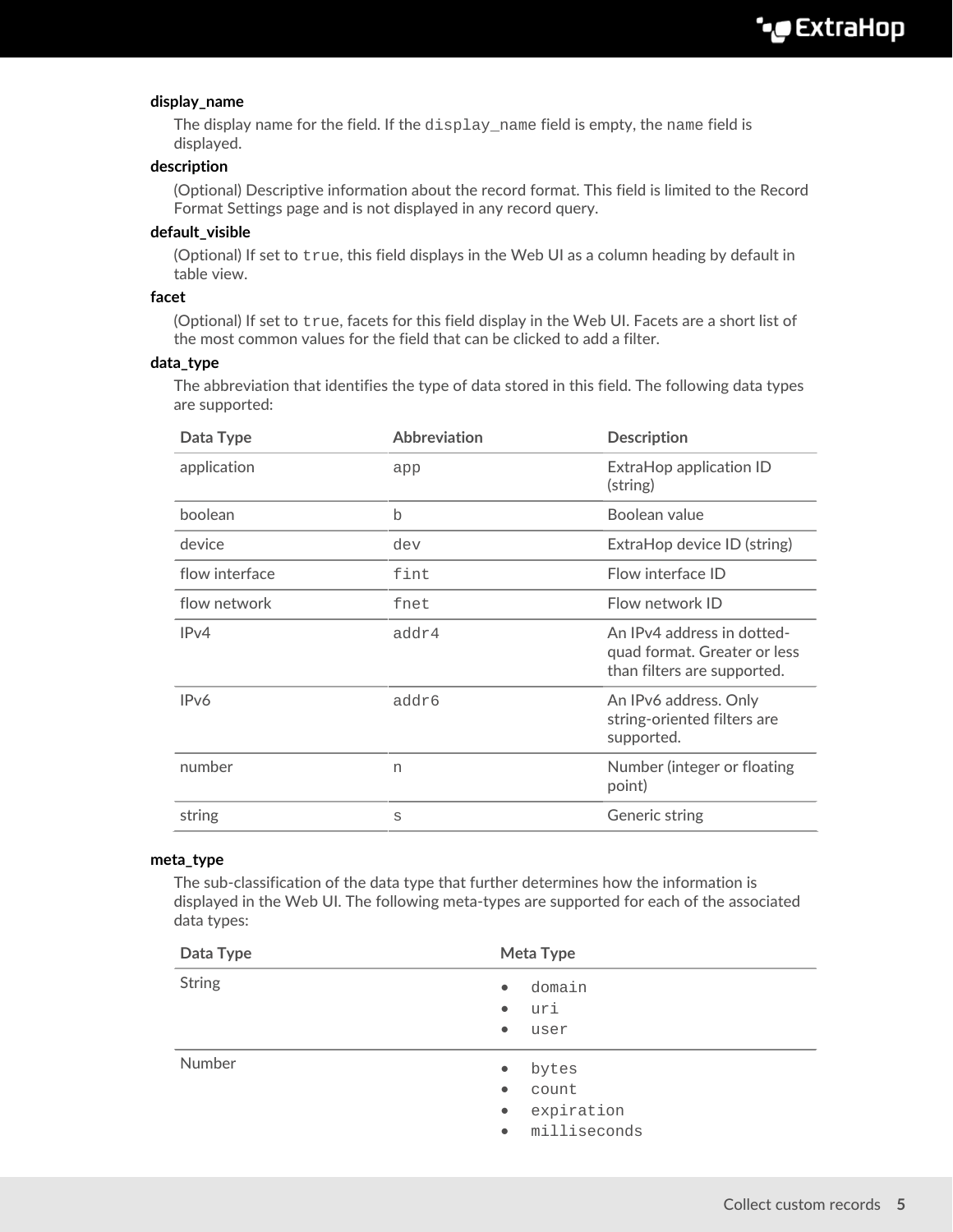**display_name**

The display name for the field. If the `display_name` field is empty, the `name` field is displayed.

**description**

(Optional) Descriptive information about the record format. This field is limited to the Record Format Settings page and is not displayed in any record query.

**default_visible**

(Optional) If set to `true`, this field displays in the Web UI as a column heading by default in table view.

**facet**

(Optional) If set to `true`, facets for this field display in the Web UI. Facets are a short list of the most common values for the field that can be clicked to add a filter.

**data_type**

The abbreviation that identifies the type of data stored in this field. The following data types are supported:

| Data Type | Abbreviation | Description |
|---|---|---|
| application | `app` | ExtraHop application ID (string) |
| boolean | `b` | Boolean value |
| device | `dev` | ExtraHop device ID (string) |
| flow interface | `fint` | Flow interface ID |
| flow network | `fnet` | Flow network ID |
| IPv4 | `addr4` | An IPv4 address in dotted-quad format. Greater or less than filters are supported. |
| IPv6 | `addr6` | An IPv6 address. Only string-oriented filters are supported. |
| number | `n` | Number (integer or floating point) |
| string | `s` | Generic string |

**meta_type**

The sub-classification of the data type that further determines how the information is displayed in the Web UI. The following meta-types are supported for each of the associated data types:

| Data Type | Meta Type |
|---|---|
| String | • `domain`<br>• `uri`<br>• `user` |
| Number | • `bytes`<br>• `count`<br>• `expiration`<br>• `milliseconds` |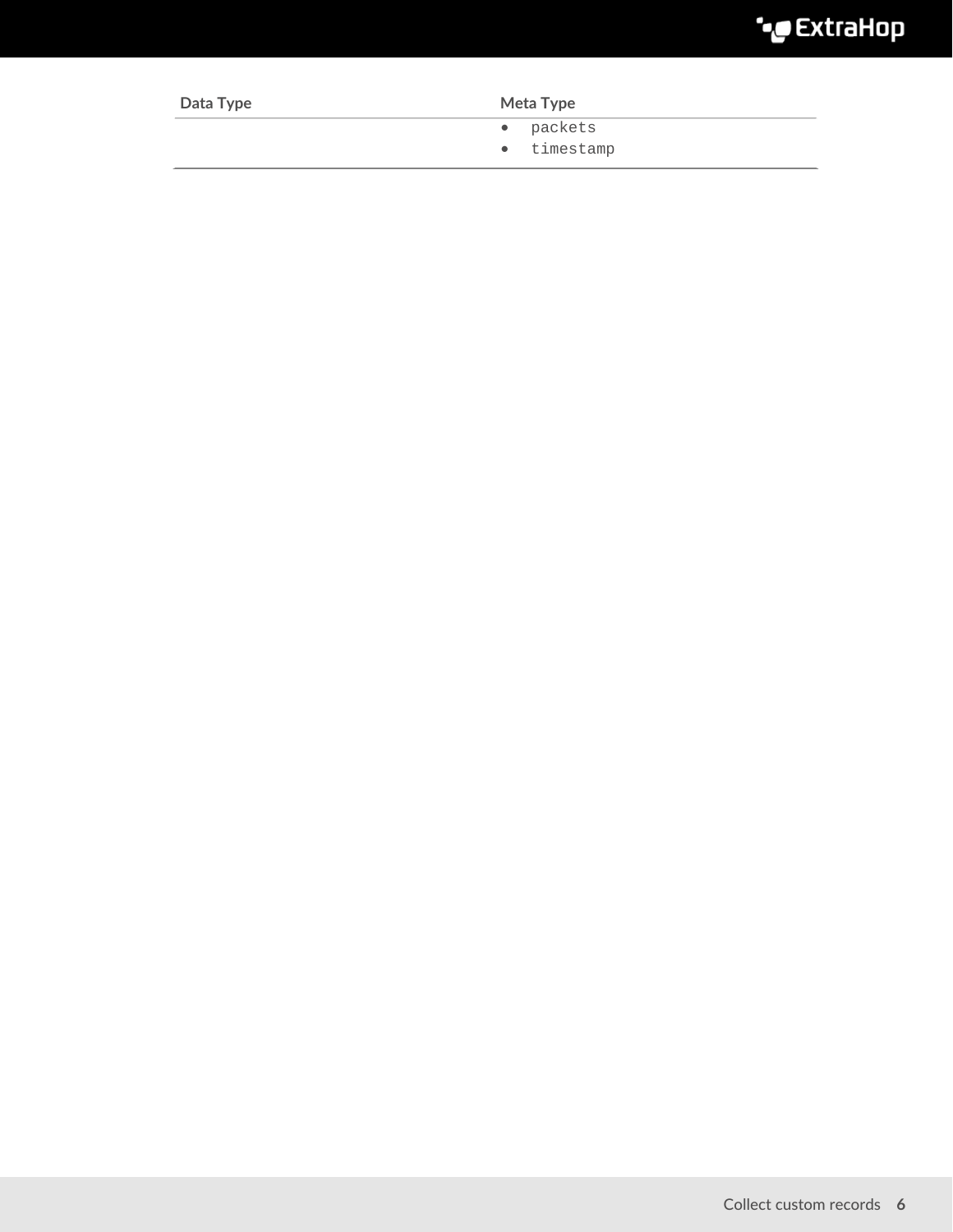| Data Type | Meta Type |
| --- | --- |
| | • `packets`<br>• `timestamp` |